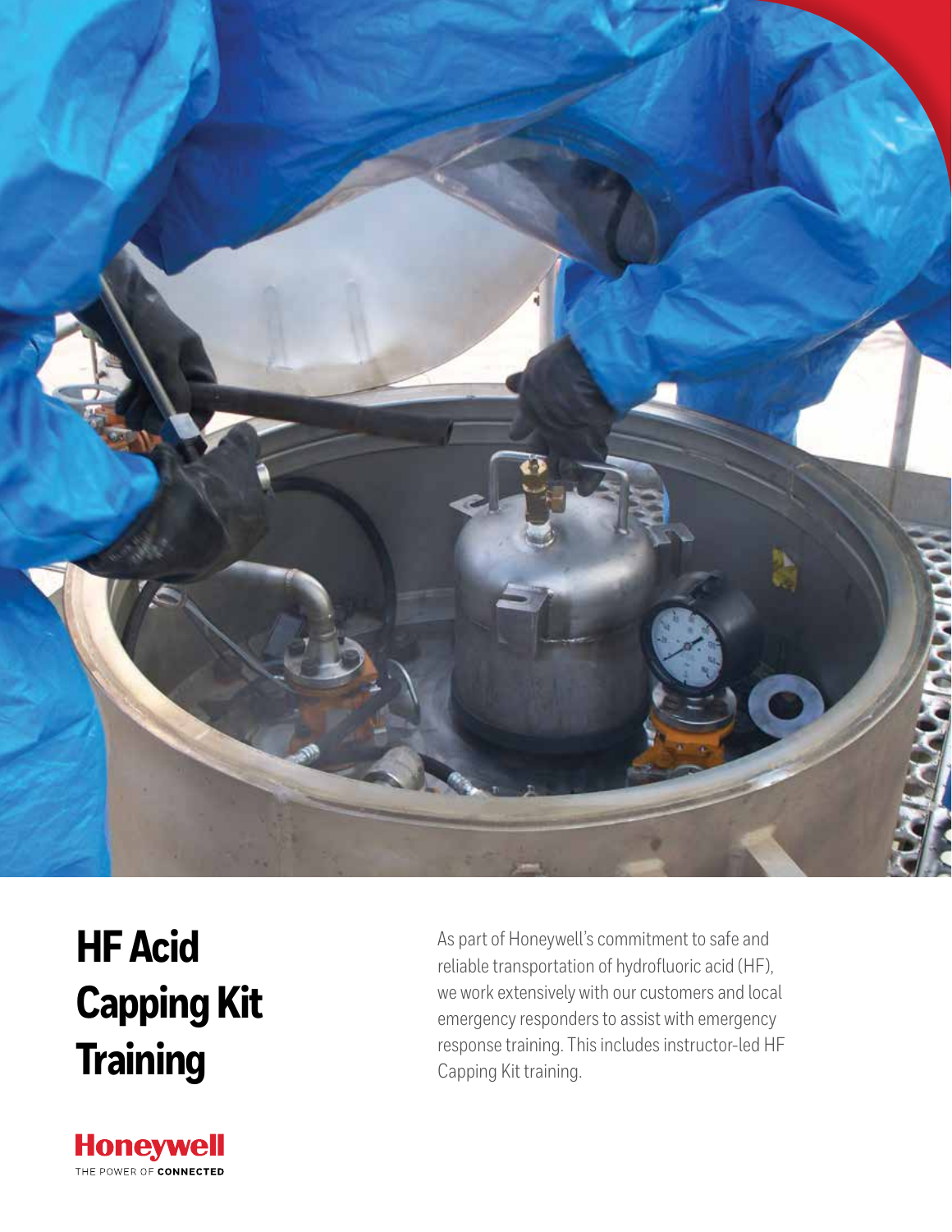# HF Acid Capping Kit Training

As part of Honeywell's commitment to safe and reliable transportation of hydrofluoric acid (HF), we work extensively with our customers and local emergency responders to assist with emergency response training. This includes instructor-led HF Capping Kit training.

**Honeywell**
THE POWER OF **CONNECTED**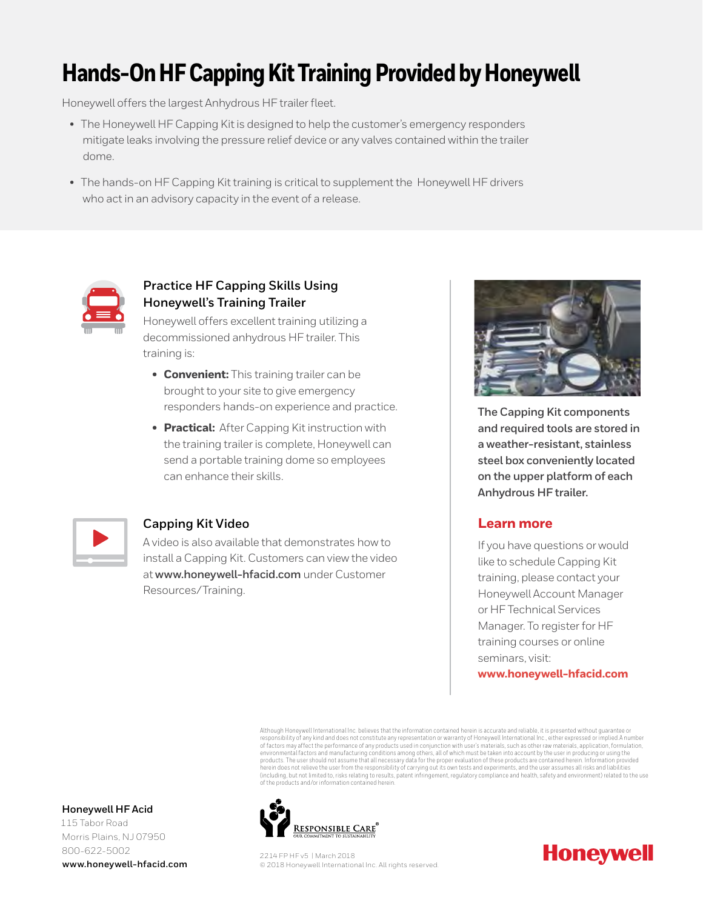# Hands-On HF Capping Kit Training Provided by Honeywell

Honeywell offers the largest Anhydrous HF trailer fleet.

- The Honeywell HF Capping Kit is designed to help the customer's emergency responders mitigate leaks involving the pressure relief device or any valves contained within the trailer dome.
- The hands-on HF Capping Kit training is critical to supplement the Honeywell HF drivers who act in an advisory capacity in the event of a release.

## Practice HF Capping Skills Using Honeywell's Training Trailer

Honeywell offers excellent training utilizing a decommissioned anhydrous HF trailer. This training is:

- **Convenient:** This training trailer can be brought to your site to give emergency responders hands-on experience and practice.
- **Practical:** After Capping Kit instruction with the training trailer is complete, Honeywell can send a portable training dome so employees can enhance their skills.

## Capping Kit Video

A video is also available that demonstrates how to install a Capping Kit. Customers can view the video at **www.honeywell-hfacid.com** under Customer Resources/Training.

**The Capping Kit components and required tools are stored in a weather-resistant, stainless steel box conveniently located on the upper platform of each Anhydrous HF trailer.**

## Learn more

If you have questions or would like to schedule Capping Kit training, please contact your Honeywell Account Manager or HF Technical Services Manager. To register for HF training courses or online seminars, visit:
**www.honeywell-hfacid.com**

Although Honeywell International Inc. believes that the information contained herein is accurate and reliable, it is presented without guarantee or responsibility of any kind and does not constitute any representation or warranty of Honeywell International Inc., either expressed or implied. A number of factors may affect the performance of any products used in conjunction with user's materials, such as other raw materials, application, formulation, environmental factors and manufacturing conditions among others, all of which must be taken into account by the user in producing or using the products. The user should not assume that all necessary data for the proper evaluation of these products are contained herein. Information provided herein does not relieve the user from the responsibility of carrying out its own tests and experiments, and the user assumes all risks and liabilities (including, but not limited to, risks relating to results, patent infringement, regulatory compliance and health, safety and environment) related to the use of the products and/or information contained herein.

**Honeywell HF Acid**
115 Tabor Road
Morris Plains, NJ 07950
800-622-5002
**www.honeywell-hfacid.com**

Responsible Care® Our Commitment to Sustainability

2214 FP HF v5 | March 2018
© 2018 Honeywell International Inc. All rights reserved.

Honeywell